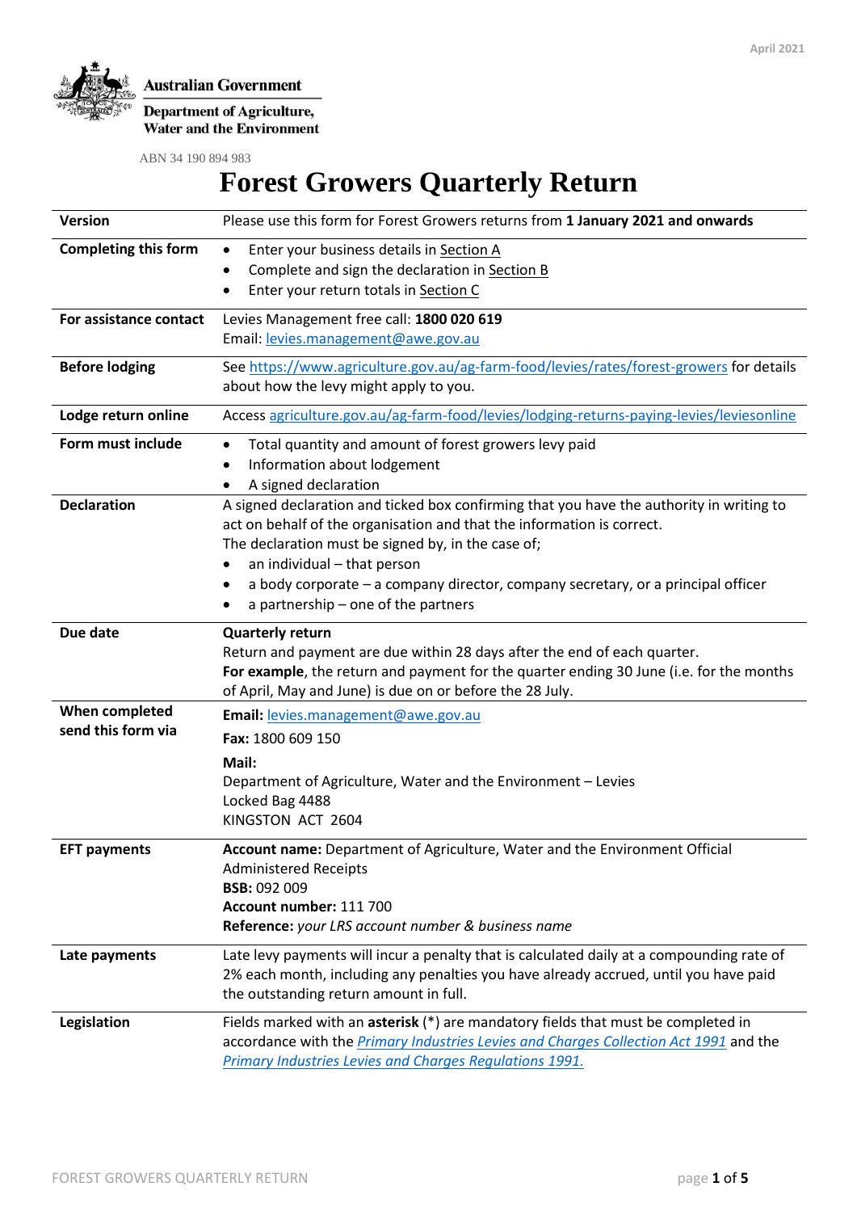April 2021

Australian Government

Department of Agriculture, Water and the Environment

ABN 34 190 894 983

# Forest Growers Quarterly Return

| | |
|---|---|
| **Version** | Please use this form for Forest Growers returns from **1 January 2021 and onwards** |
| **Completing this form** | • Enter your business details in Section A<br>• Complete and sign the declaration in Section B<br>• Enter your return totals in Section C |
| **For assistance contact** | Levies Management free call: **1800 020 619**<br>Email: levies.management@awe.gov.au |
| **Before lodging** | See https://www.agriculture.gov.au/ag-farm-food/levies/rates/forest-growers for details about how the levy might apply to you. |
| **Lodge return online** | Access agriculture.gov.au/ag-farm-food/levies/lodging-returns-paying-levies/leviesonline |
| **Form must include** | • Total quantity and amount of forest growers levy paid<br>• Information about lodgement<br>• A signed declaration |
| **Declaration** | A signed declaration and ticked box confirming that you have the authority in writing to act on behalf of the organisation and that the information is correct.<br>The declaration must be signed by, in the case of;<br>• an individual – that person<br>• a body corporate – a company director, company secretary, or a principal officer<br>• a partnership – one of the partners |
| **Due date** | **Quarterly return**<br>Return and payment are due within 28 days after the end of each quarter.<br>**For example**, the return and payment for the quarter ending 30 June (i.e. for the months of April, May and June) is due on or before the 28 July. |
| **When completed send this form via** | **Email:** levies.management@awe.gov.au<br>**Fax:** 1800 609 150<br>**Mail:**<br>Department of Agriculture, Water and the Environment – Levies<br>Locked Bag 4488<br>KINGSTON ACT 2604 |
| **EFT payments** | **Account name:** Department of Agriculture, Water and the Environment Official Administered Receipts<br>**BSB:** 092 009<br>**Account number:** 111 700<br>**Reference:** *your LRS account number & business name* |
| **Late payments** | Late levy payments will incur a penalty that is calculated daily at a compounding rate of 2% each month, including any penalties you have already accrued, until you have paid the outstanding return amount in full. |
| **Legislation** | Fields marked with an **asterisk** (*) are mandatory fields that must be completed in accordance with the *Primary Industries Levies and Charges Collection Act 1991* and the *Primary Industries Levies and Charges Regulations 1991.* |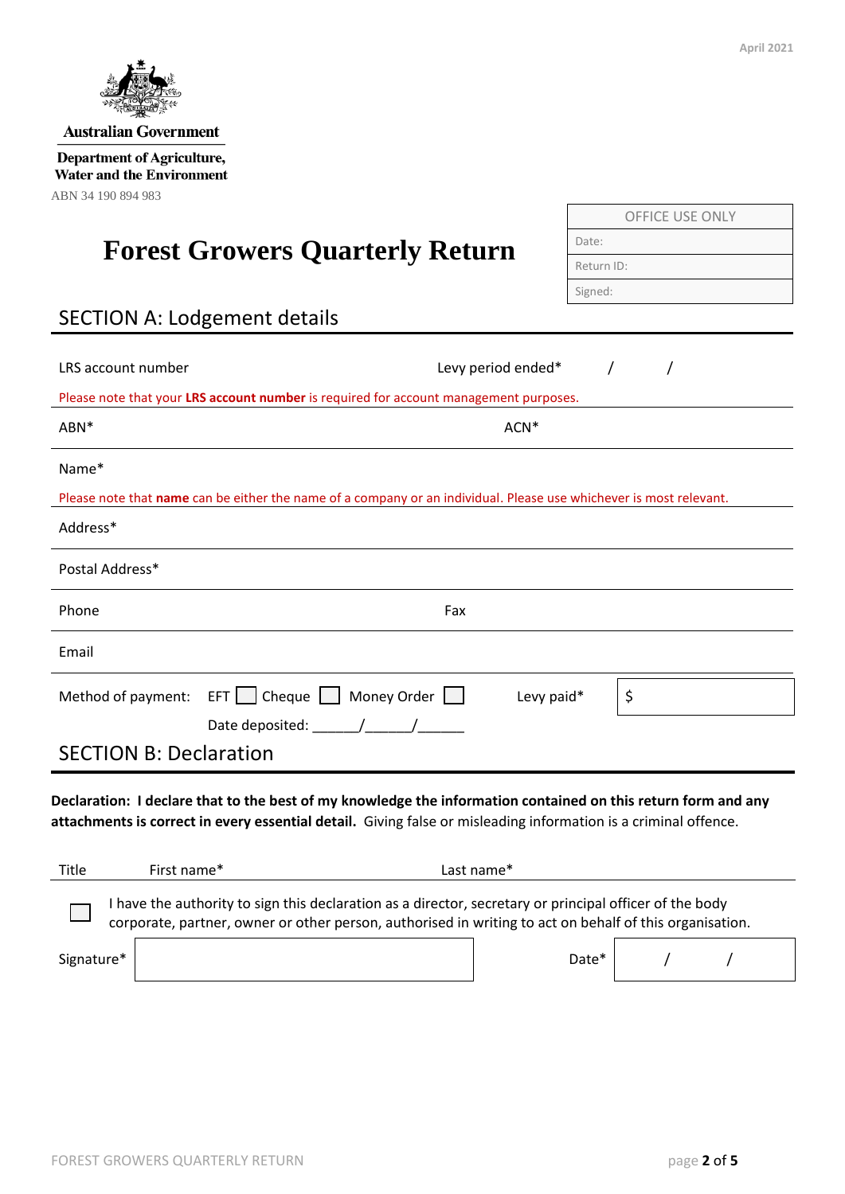April 2021

Australian Government

Department of Agriculture, Water and the Environment

ABN 34 190 894 983

| OFFICE USE ONLY |
| --- |
| Date: |
| Return ID: |
| Signed: |

# Forest Growers Quarterly Return

## SECTION A: Lodgement details

LRS account number Levy period ended* / /

Please note that your **LRS account number** is required for account management purposes.

ABN* ACN*

Name*

Please note that **name** can be either the name of a company or an individual. Please use whichever is most relevant.

Address*

Postal Address*

Phone Fax

Email

Method of payment: EFT ☐ Cheque ☐ Money Order ☐ Levy paid* $

Date deposited: ______/______/______

## SECTION B: Declaration

**Declaration: I declare that to the best of my knowledge the information contained on this return form and any attachments is correct in every essential detail.** Giving false or misleading information is a criminal offence.

Title First name* Last name*

☐ I have the authority to sign this declaration as a director, secretary or principal officer of the body corporate, partner, owner or other person, authorised in writing to act on behalf of this organisation.

Signature* Date* / /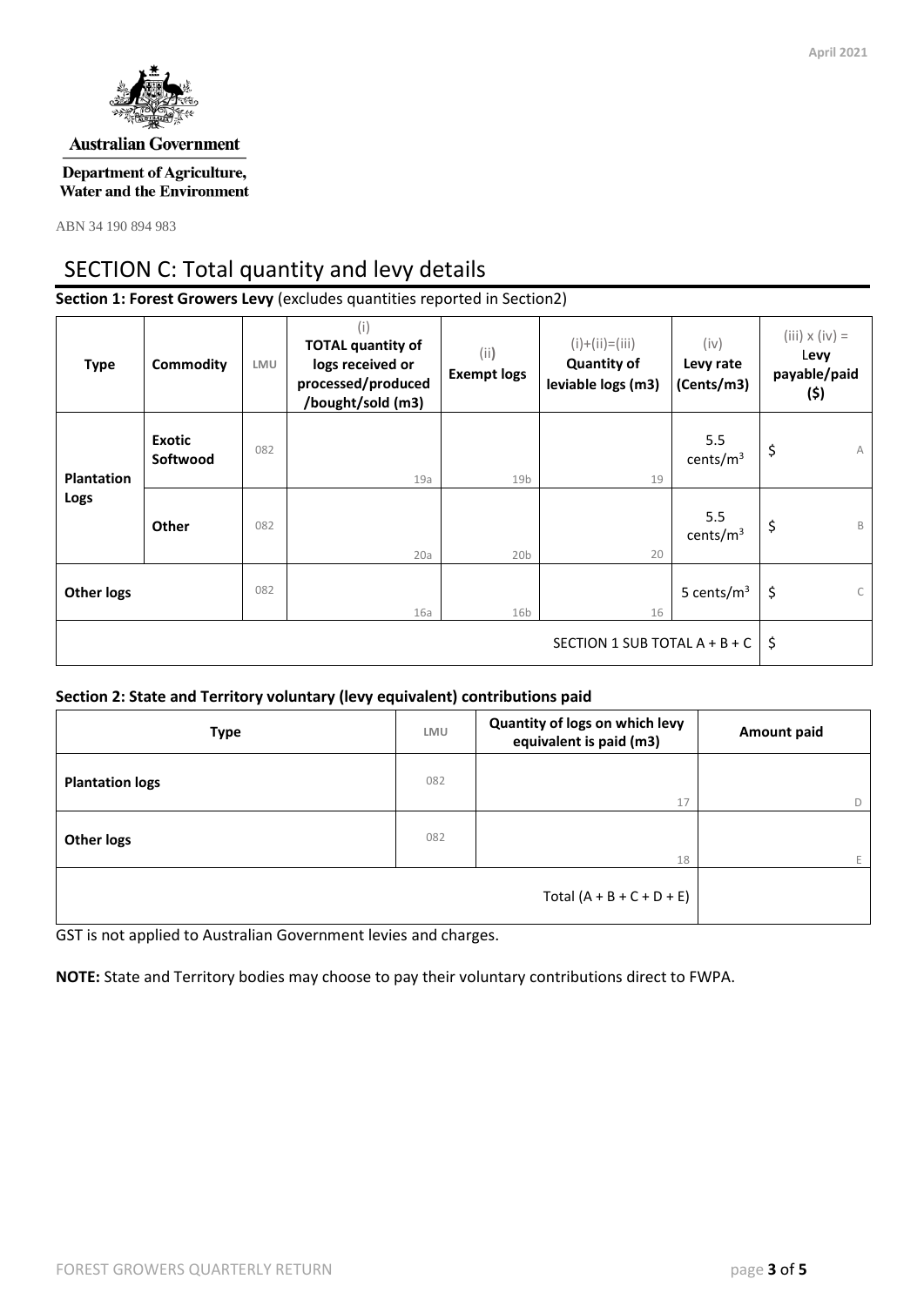Australian Government

Department of Agriculture, Water and the Environment

ABN 34 190 894 983

April 2021

# SECTION C: Total quantity and levy details

**Section 1: Forest Growers Levy** (excludes quantities reported in Section2)

| Type | Commodity | LMU | (i) **TOTAL quantity of logs received or processed/produced /bought/sold (m3)** | (ii) **Exempt logs** | (i)+(ii)=(iii) **Quantity of leviable logs (m3)** | (iv) **Levy rate (Cents/m3)** | (iii) x (iv) = **Levy payable/paid ($)** |
|---|---|---|---|---|---|---|---|
| **Plantation Logs** | **Exotic Softwood** | 082 | 19a | 19b | 19 | 5.5 cents/$m^3$ | $ A |
| | **Other** | 082 | 20a | 20b | 20 | 5.5 cents/$m^3$ | $ B |
| **Other logs** | | 082 | 16a | 16b | 16 | 5 cents/$m^3$ | $ C |
| | | | | | | SECTION 1 SUB TOTAL A + B + C | $ |

**Section 2: State and Territory voluntary (levy equivalent) contributions paid**

| Type | LMU | Quantity of logs on which levy equivalent is paid (m3) | Amount paid |
|---|---|---|---|
| **Plantation logs** | 082 | 17 | D |
| **Other logs** | 082 | 18 | E |
| | | Total (A + B + C + D + E) | |

GST is not applied to Australian Government levies and charges.

**NOTE:** State and Territory bodies may choose to pay their voluntary contributions direct to FWPA.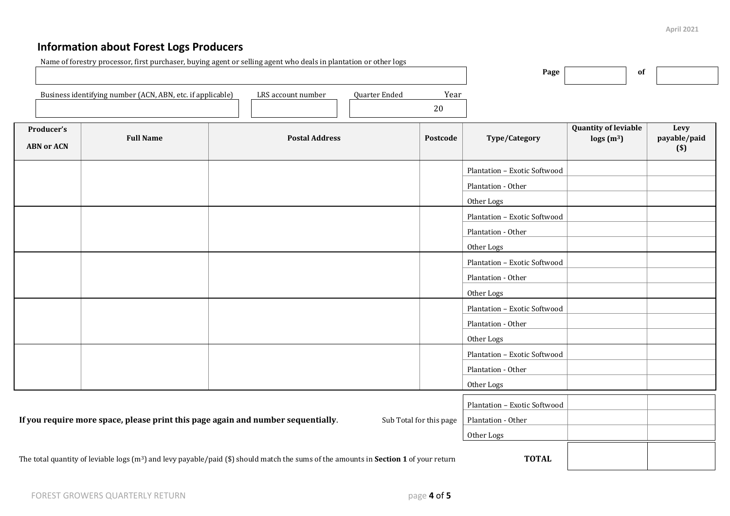## Information about Forest Logs Producers

Name of forestry processor, first purchaser, buying agent or selling agent who deals in plantation or other logs

| |
|---|
| |

Page ______ of ______

| Business identifying number (ACN, ABN, etc. if applicable) | LRS account number | Quarter Ended | Year |
|---|---|---|---|
| | | | 20 |

| Producer's ABN or ACN | Full Name | Postal Address | Postcode | Type/Category | Quantity of leviable logs ($m^3$) | Levy payable/paid ($) |
|---|---|---|---|---|---|---|
| | | | | Plantation – Exotic Softwood | | |
| | | | | Plantation - Other | | |
| | | | | Other Logs | | |
| | | | | Plantation – Exotic Softwood | | |
| | | | | Plantation - Other | | |
| | | | | Other Logs | | |
| | | | | Plantation – Exotic Softwood | | |
| | | | | Plantation - Other | | |
| | | | | Other Logs | | |
| | | | | Plantation – Exotic Softwood | | |
| | | | | Plantation - Other | | |
| | | | | Other Logs | | |
| | | | | Plantation – Exotic Softwood | | |
| | | | | Plantation - Other | | |
| | | | | Other Logs | | |

**If you require more space, please print this page again and number sequentially**.

| Sub Total for this page | Type/Category | Quantity of leviable logs ($m^3$) | Levy payable/paid ($) |
|---|---|---|---|
| | Plantation – Exotic Softwood | | |
| | Plantation - Other | | |
| | Other Logs | | |
| | **TOTAL** | | |

The total quantity of leviable logs ($m^3$) and levy payable/paid ($) should match the sums of the amounts in **Section 1** of your return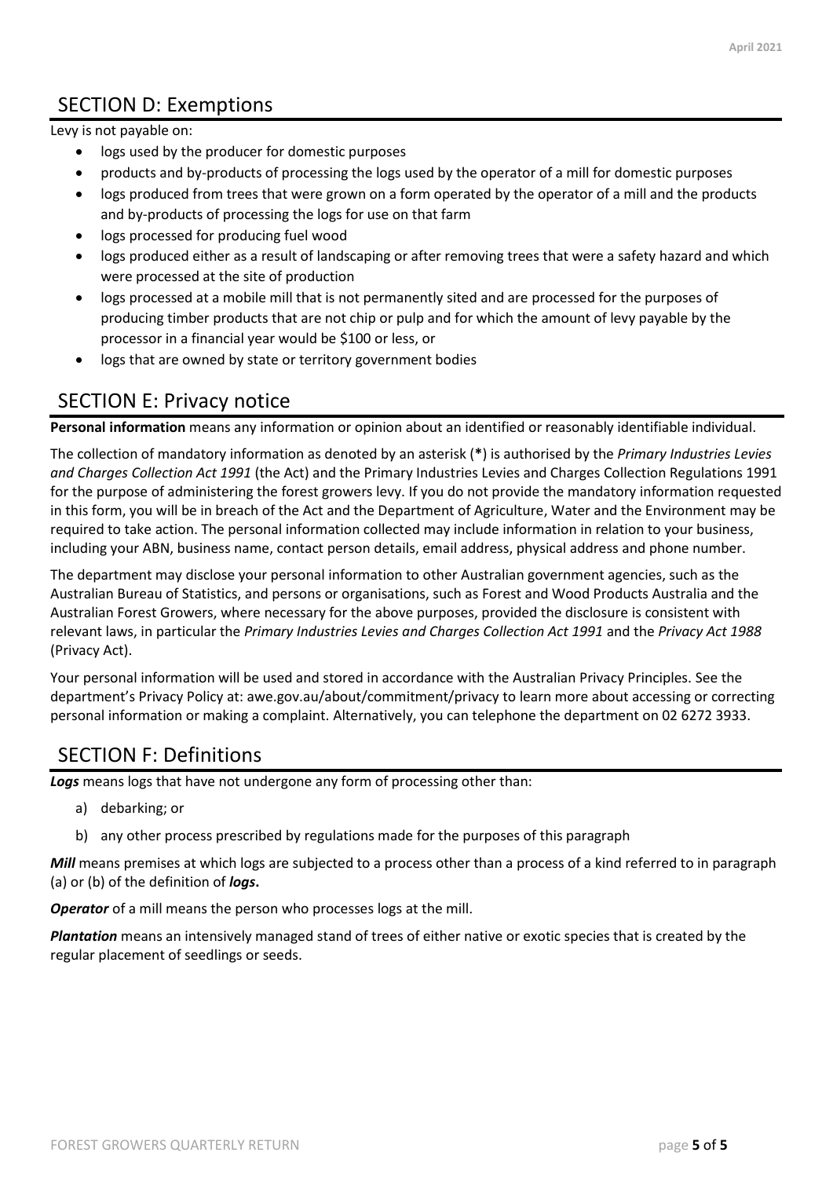## SECTION D: Exemptions

Levy is not payable on:

- logs used by the producer for domestic purposes
- products and by-products of processing the logs used by the operator of a mill for domestic purposes
- logs produced from trees that were grown on a form operated by the operator of a mill and the products and by-products of processing the logs for use on that farm
- logs processed for producing fuel wood
- logs produced either as a result of landscaping or after removing trees that were a safety hazard and which were processed at the site of production
- logs processed at a mobile mill that is not permanently sited and are processed for the purposes of producing timber products that are not chip or pulp and for which the amount of levy payable by the processor in a financial year would be $100 or less, or
- logs that are owned by state or territory government bodies

## SECTION E: Privacy notice

**Personal information** means any information or opinion about an identified or reasonably identifiable individual.

The collection of mandatory information as denoted by an asterisk (**\***) is authorised by the *Primary Industries Levies and Charges Collection Act 1991* (the Act) and the Primary Industries Levies and Charges Collection Regulations 1991 for the purpose of administering the forest growers levy. If you do not provide the mandatory information requested in this form, you will be in breach of the Act and the Department of Agriculture, Water and the Environment may be required to take action. The personal information collected may include information in relation to your business, including your ABN, business name, contact person details, email address, physical address and phone number.

The department may disclose your personal information to other Australian government agencies, such as the Australian Bureau of Statistics, and persons or organisations, such as Forest and Wood Products Australia and the Australian Forest Growers, where necessary for the above purposes, provided the disclosure is consistent with relevant laws, in particular the *Primary Industries Levies and Charges Collection Act 1991* and the *Privacy Act 1988* (Privacy Act).

Your personal information will be used and stored in accordance with the Australian Privacy Principles. See the department's Privacy Policy at: awe.gov.au/about/commitment/privacy to learn more about accessing or correcting personal information or making a complaint. Alternatively, you can telephone the department on 02 6272 3933.

## SECTION F: Definitions

***Logs*** means logs that have not undergone any form of processing other than:

a) debarking; or

b) any other process prescribed by regulations made for the purposes of this paragraph

***Mill*** means premises at which logs are subjected to a process other than a process of a kind referred to in paragraph (a) or (b) of the definition of ***logs*****.**

***Operator*** of a mill means the person who processes logs at the mill.

***Plantation*** means an intensively managed stand of trees of either native or exotic species that is created by the regular placement of seedlings or seeds.